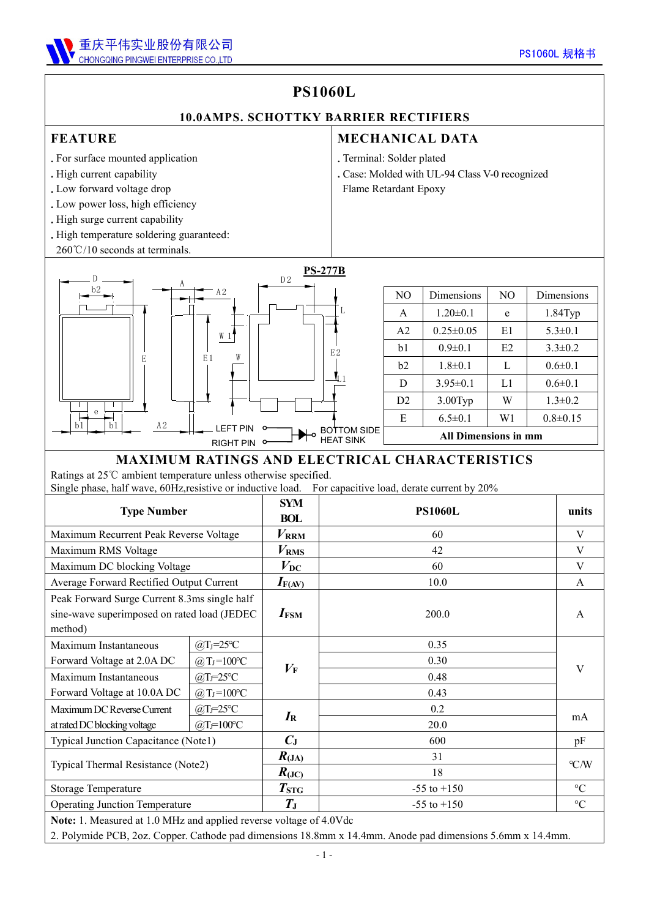# PS1060L

## 10.0AMPS. SCHOTTKY BARRIER RECTIFIERS

## FEATURE

. For surface mounted application
. High current capability
. Low forward voltage drop
. Low power loss, high efficiency
. High surge current capability
. High temperature soldering guaranteed: 260℃/10 seconds at terminals.

## MECHANICAL DATA

. Terminal: Solder plated
. Case: Molded with UL-94 Class V-0 recognized Flame Retardant Epoxy

**PS-277B**

LEFT PIN
RIGHT PIN
BOTTOM SIDE HEAT SINK

| NO | Dimensions | NO | Dimensions |
|---|---|---|---|
| A | 1.20±0.1 | e | 1.84Typ |
| A2 | 0.25±0.05 | E1 | 5.3±0.1 |
| b1 | 0.9±0.1 | E2 | 3.3±0.2 |
| b2 | 1.8±0.1 | L | 0.6±0.1 |
| D | 3.95±0.1 | L1 | 0.6±0.1 |
| D2 | 3.00Typ | W | 1.3±0.2 |
| E | 6.5±0.1 | W1 | 0.8±0.15 |
| **All Dimensions in mm** | | | |

## MAXIMUM RATINGS AND ELECTRICAL CHARACTERISTICS

Ratings at 25℃ ambient temperature unless otherwise specified.
Single phase, half wave, 60Hz,resistive or inductive load. For capacitive load, derate current by 20%

| Type Number | | SYMBOL | PS1060L | units |
|---|---|---|---|---|
| Maximum Recurrent Peak Reverse Voltage | | $V_{RRM}$ | 60 | V |
| Maximum RMS Voltage | | $V_{RMS}$ | 42 | V |
| Maximum DC blocking Voltage | | $V_{DC}$ | 60 | V |
| Average Forward Rectified Output Current | | $I_{F(AV)}$ | 10.0 | A |
| Peak Forward Surge Current 8.3ms single half sine-wave superimposed on rated load (JEDEC method) | | $I_{FSM}$ | 200.0 | A |
| Maximum Instantaneous Forward Voltage at 2.0A DC | @$T_J$=25℃ | $V_F$ | 0.35 | V |
| | @$T_J$=100℃ | | 0.30 | |
| Maximum Instantaneous Forward Voltage at 10.0A DC | @$T_J$=25℃ | | 0.48 | |
| | @$T_J$=100℃ | | 0.43 | |
| Maximum DC Reverse Current at rated DC blocking voltage | @$T_J$=25℃ | $I_R$ | 0.2 | mA |
| | @$T_J$=100℃ | | 20.0 | |
| Typical Junction Capacitance (Note1) | | $C_J$ | 600 | pF |
| Typical Thermal Resistance (Note2) | | $R_{(JA)}$ | 31 | ℃/W |
| | | $R_{(JC)}$ | 18 | |
| Storage Temperature | | $T_{STG}$ | -55 to +150 | ℃ |
| Operating Junction Temperature | | $T_J$ | -55 to +150 | ℃ |

**Note:** 1. Measured at 1.0 MHz and applied reverse voltage of 4.0Vdc
2. Polymide PCB, 2oz. Copper. Cathode pad dimensions 18.8mm x 14.4mm. Anode pad dimensions 5.6mm x 14.4mm.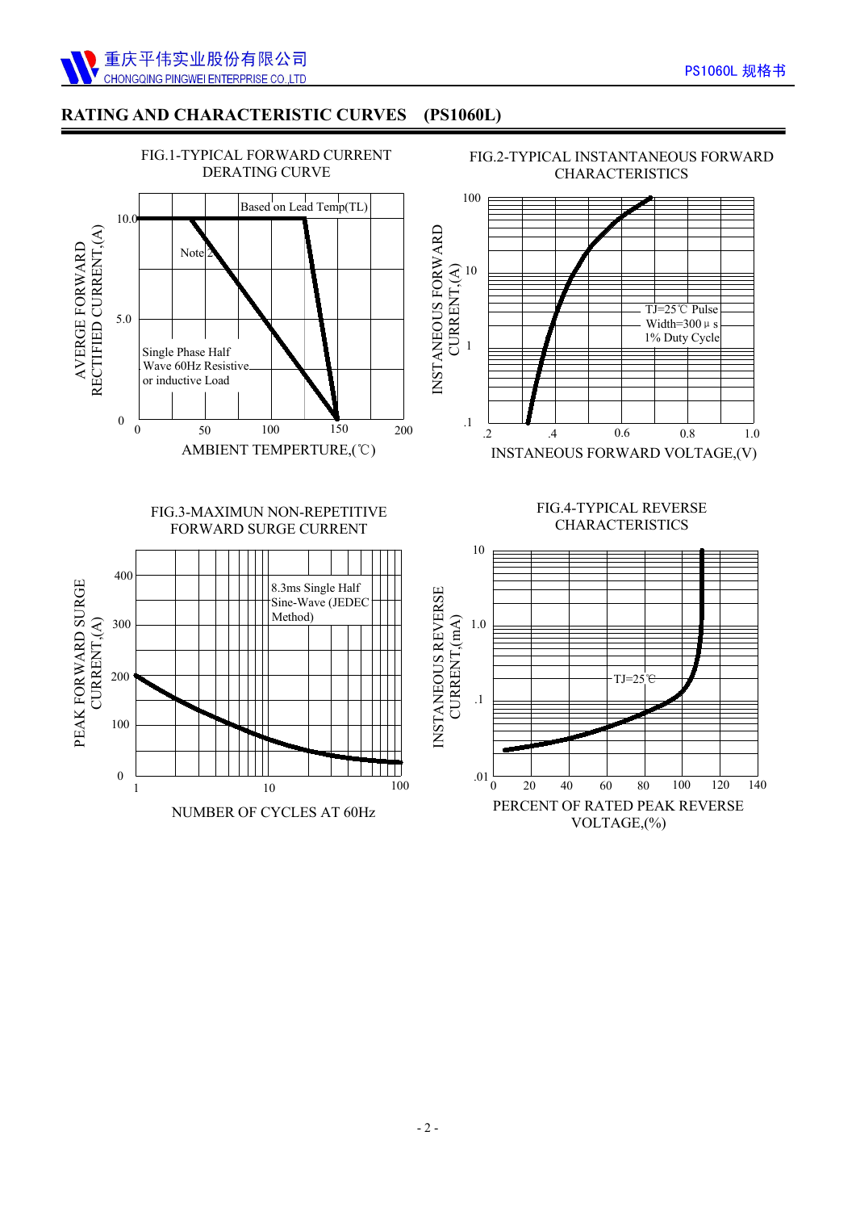## RATING AND CHARACTERISTIC CURVES (PS1060L)

FIG.1-TYPICAL FORWARD CURRENT DERATING CURVE

AVERGE FORWARD RECTIFIED CURRENT,(A)

Based on Lead Temp(TL)

Note 2

Single Phase Half Wave 60Hz Resistive or inductive Load

AMBIENT TEMPERTURE,(℃)

FIG.2-TYPICAL INSTANTANEOUS FORWARD CHARACTERISTICS

INSTANEOUS FORWARD CURRENT,(A)

TJ=25℃ Pulse Width=300μs 1% Duty Cycle

INSTANEOUS FORWARD VOLTAGE,(V)

FIG.3-MAXIMUN NON-REPETITIVE FORWARD SURGE CURRENT

PEAK FORWARD SURGE CURRENT,(A)

8.3ms Single Half Sine-Wave (JEDEC Method)

NUMBER OF CYCLES AT 60Hz

FIG.4-TYPICAL REVERSE CHARACTERISTICS

INSTANEOUS REVERSE CURRENT,(mA)

TJ=25℃

PERCENT OF RATED PEAK REVERSE VOLTAGE,(%)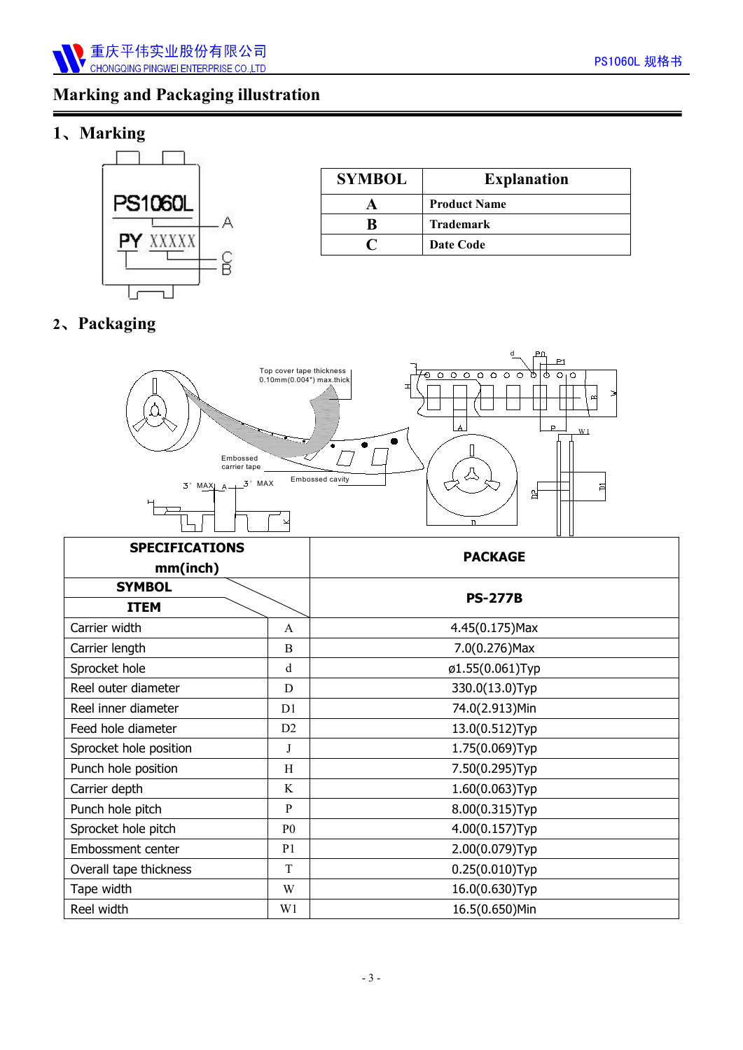# Marking and Packaging illustration

## 1、Marking

PS1060L

PY XXXXX

A

C

B

| SYMBOL | Explanation |
|---|---|
| **A** | **Product Name** |
| **B** | **Trademark** |
| **C** | **Date Code** |

## 2、Packaging

Top cover tape thickness 0.10mm(0.004") max.thick

Embossed carrier tape

Embossed cavity

3° MAX A 3° MAX

d P0 P1 J H B W A P W1 D2 D1 D T K

| SPECIFICATIONS mm(inch) | | PACKAGE |
|---|---|---|
| SYMBOL / ITEM | | PS-277B |
| Carrier width | A | 4.45(0.175)Max |
| Carrier length | B | 7.0(0.276)Max |
| Sprocket hole | d | ø1.55(0.061)Typ |
| Reel outer diameter | D | 330.0(13.0)Typ |
| Reel inner diameter | D1 | 74.0(2.913)Min |
| Feed hole diameter | D2 | 13.0(0.512)Typ |
| Sprocket hole position | J | 1.75(0.069)Typ |
| Punch hole position | H | 7.50(0.295)Typ |
| Carrier depth | K | 1.60(0.063)Typ |
| Punch hole pitch | P | 8.00(0.315)Typ |
| Sprocket hole pitch | P0 | 4.00(0.157)Typ |
| Embossment center | P1 | 2.00(0.079)Typ |
| Overall tape thickness | T | 0.25(0.010)Typ |
| Tape width | W | 16.0(0.630)Typ |
| Reel width | W1 | 16.5(0.650)Min |